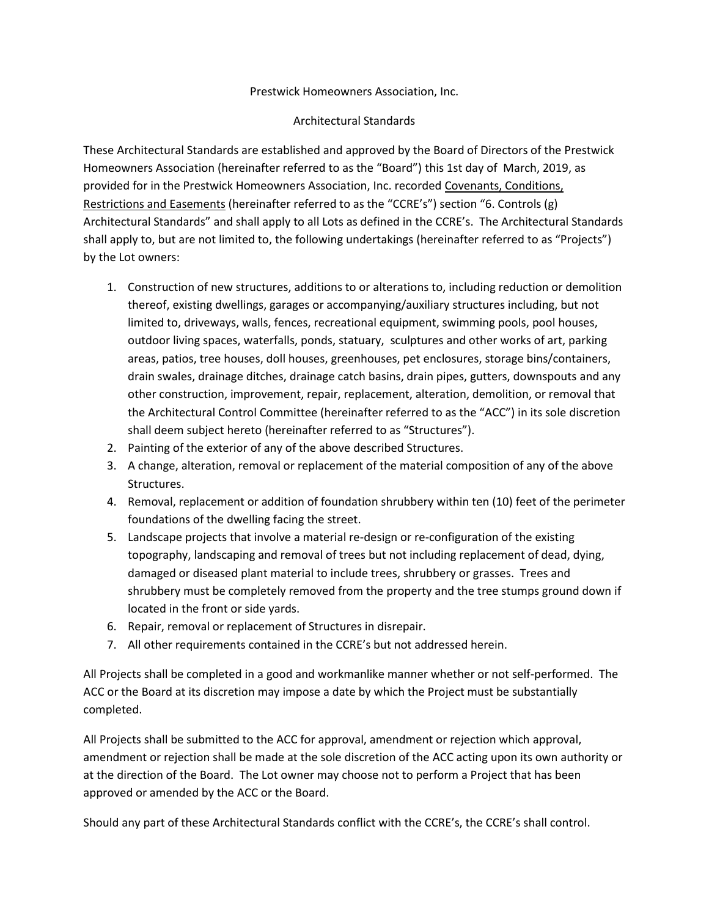Prestwick Homeowners Association, Inc.

Architectural Standards

These Architectural Standards are established and approved by the Board of Directors of the Prestwick Homeowners Association (hereinafter referred to as the "Board") this 1st day of March, 2019, as provided for in the Prestwick Homeowners Association, Inc. recorded Covenants, Conditions, Restrictions and Easements (hereinafter referred to as the "CCRE's") section "6. Controls (g) Architectural Standards" and shall apply to all Lots as defined in the CCRE's. The Architectural Standards shall apply to, but are not limited to, the following undertakings (hereinafter referred to as "Projects") by the Lot owners:

1. Construction of new structures, additions to or alterations to, including reduction or demolition thereof, existing dwellings, garages or accompanying/auxiliary structures including, but not limited to, driveways, walls, fences, recreational equipment, swimming pools, pool houses, outdoor living spaces, waterfalls, ponds, statuary, sculptures and other works of art, parking areas, patios, tree houses, doll houses, greenhouses, pet enclosures, storage bins/containers, drain swales, drainage ditches, drainage catch basins, drain pipes, gutters, downspouts and any other construction, improvement, repair, replacement, alteration, demolition, or removal that the Architectural Control Committee (hereinafter referred to as the "ACC") in its sole discretion shall deem subject hereto (hereinafter referred to as "Structures").
2. Painting of the exterior of any of the above described Structures.
3. A change, alteration, removal or replacement of the material composition of any of the above Structures.
4. Removal, replacement or addition of foundation shrubbery within ten (10) feet of the perimeter foundations of the dwelling facing the street.
5. Landscape projects that involve a material re-design or re-configuration of the existing topography, landscaping and removal of trees but not including replacement of dead, dying, damaged or diseased plant material to include trees, shrubbery or grasses. Trees and shrubbery must be completely removed from the property and the tree stumps ground down if located in the front or side yards.
6. Repair, removal or replacement of Structures in disrepair.
7. All other requirements contained in the CCRE's but not addressed herein.

All Projects shall be completed in a good and workmanlike manner whether or not self-performed. The ACC or the Board at its discretion may impose a date by which the Project must be substantially completed.

All Projects shall be submitted to the ACC for approval, amendment or rejection which approval, amendment or rejection shall be made at the sole discretion of the ACC acting upon its own authority or at the direction of the Board. The Lot owner may choose not to perform a Project that has been approved or amended by the ACC or the Board.

Should any part of these Architectural Standards conflict with the CCRE's, the CCRE's shall control.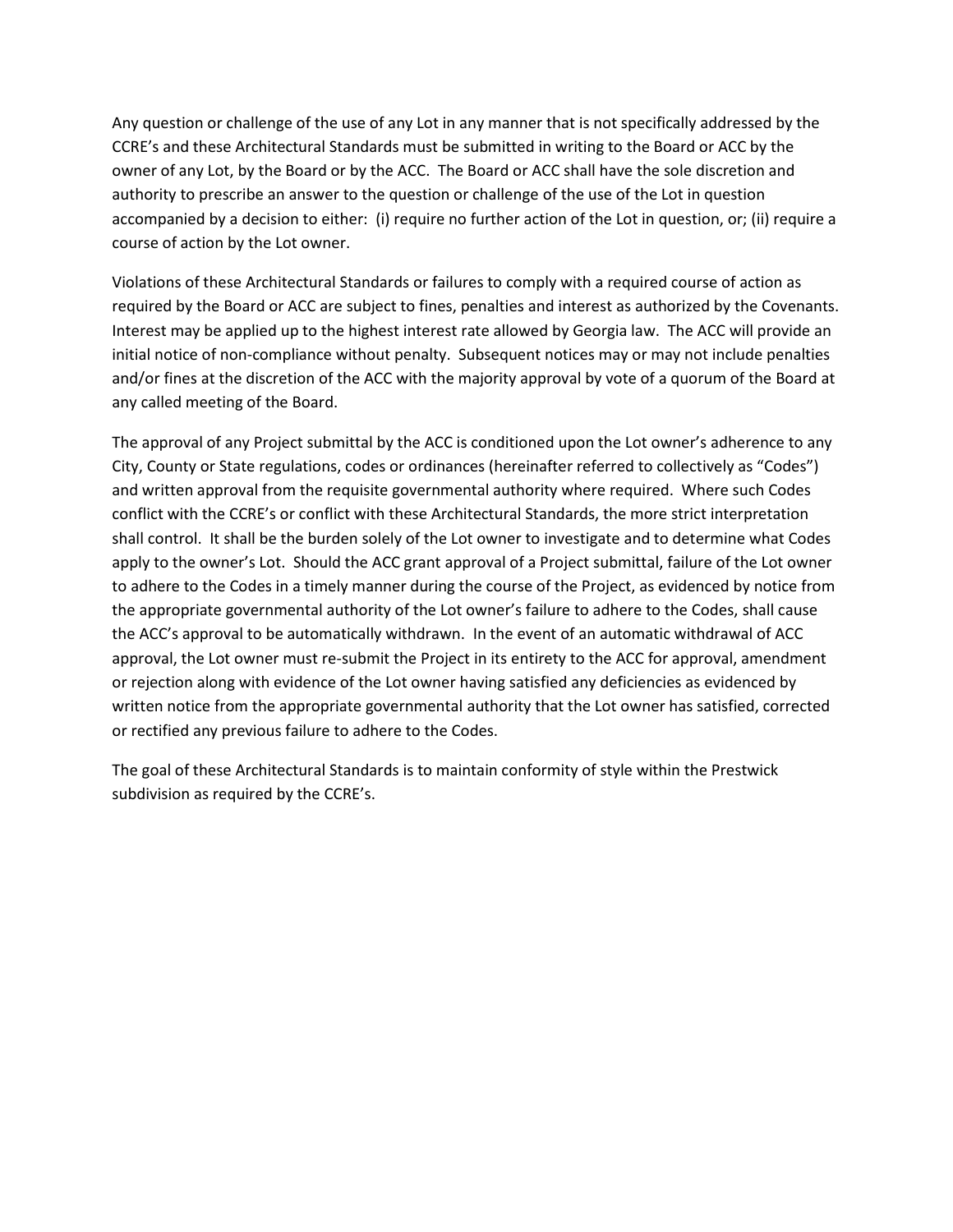Any question or challenge of the use of any Lot in any manner that is not specifically addressed by the CCRE's and these Architectural Standards must be submitted in writing to the Board or ACC by the owner of any Lot, by the Board or by the ACC. The Board or ACC shall have the sole discretion and authority to prescribe an answer to the question or challenge of the use of the Lot in question accompanied by a decision to either: (i) require no further action of the Lot in question, or; (ii) require a course of action by the Lot owner.

Violations of these Architectural Standards or failures to comply with a required course of action as required by the Board or ACC are subject to fines, penalties and interest as authorized by the Covenants. Interest may be applied up to the highest interest rate allowed by Georgia law. The ACC will provide an initial notice of non-compliance without penalty. Subsequent notices may or may not include penalties and/or fines at the discretion of the ACC with the majority approval by vote of a quorum of the Board at any called meeting of the Board.

The approval of any Project submittal by the ACC is conditioned upon the Lot owner's adherence to any City, County or State regulations, codes or ordinances (hereinafter referred to collectively as "Codes") and written approval from the requisite governmental authority where required. Where such Codes conflict with the CCRE's or conflict with these Architectural Standards, the more strict interpretation shall control. It shall be the burden solely of the Lot owner to investigate and to determine what Codes apply to the owner's Lot. Should the ACC grant approval of a Project submittal, failure of the Lot owner to adhere to the Codes in a timely manner during the course of the Project, as evidenced by notice from the appropriate governmental authority of the Lot owner's failure to adhere to the Codes, shall cause the ACC's approval to be automatically withdrawn. In the event of an automatic withdrawal of ACC approval, the Lot owner must re-submit the Project in its entirety to the ACC for approval, amendment or rejection along with evidence of the Lot owner having satisfied any deficiencies as evidenced by written notice from the appropriate governmental authority that the Lot owner has satisfied, corrected or rectified any previous failure to adhere to the Codes.

The goal of these Architectural Standards is to maintain conformity of style within the Prestwick subdivision as required by the CCRE's.